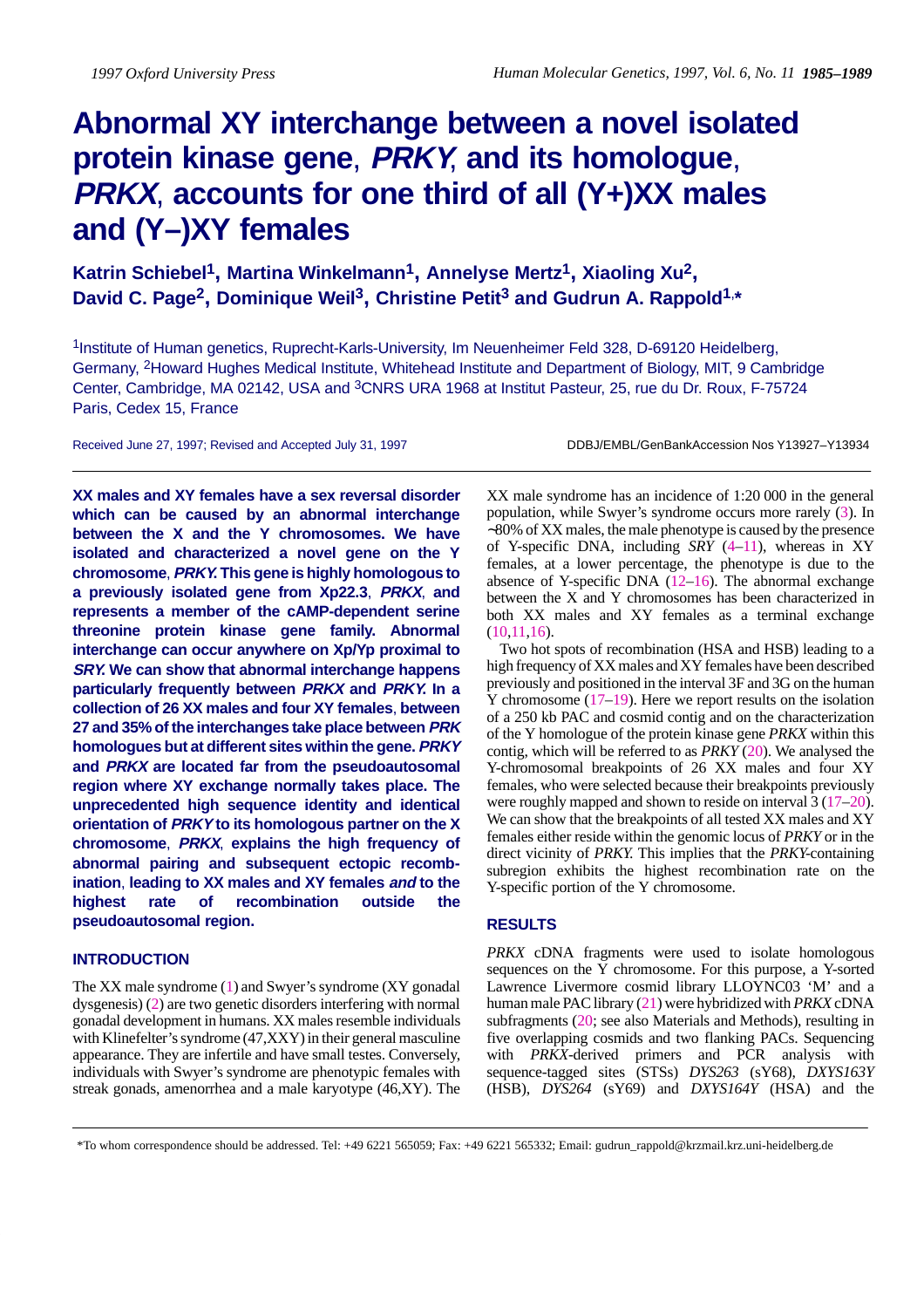# Abnormal XY interchange between a novel isolated protein kinase gene, *PRKY*, and its homologue, *PRKX*, accounts for one third of all (Y+)XX males and (Y–)XY females

**Katrin Schiebel[1], Martina Winkelmann[1], Annelyse Mertz[1], Xiaoling Xu[2], David C. Page[2], Dominique Weil[3], Christine Petit[3] and Gudrun A. Rappold[1,*]**

[1]Institute of Human genetics, Ruprecht-Karls-University, Im Neuenheimer Feld 328, D-69120 Heidelberg, Germany, [2]Howard Hughes Medical Institute, Whitehead Institute and Department of Biology, MIT, 9 Cambridge Center, Cambridge, MA 02142, USA and [3]CNRS URA 1968 at Institut Pasteur, 25, rue du Dr. Roux, F-75724 Paris, Cedex 15, France

Received June 27, 1997; Revised and Accepted July 31, 1997

DDBJ/EMBL/GenBankAccession Nos Y13927–Y13934

**XX males and XY females have a sex reversal disorder which can be caused by an abnormal interchange between the X and the Y chromosomes. We have isolated and characterized a novel gene on the Y chromosome, *PRKY*. This gene is highly homologous to a previously isolated gene from Xp22.3, *PRKX*, and represents a member of the cAMP-dependent serine threonine protein kinase gene family. Abnormal interchange can occur anywhere on Xp/Yp proximal to *SRY*. We can show that abnormal interchange happens particularly frequently between *PRKX* and *PRKY*. In a collection of 26 XX males and four XY females, between 27 and 35% of the interchanges take place between *PRK* homologues but at different sites within the gene. *PRKY* and *PRKX* are located far from the pseudoautosomal region where XY exchange normally takes place. The unprecedented high sequence identity and identical orientation of *PRKY* to its homologous partner on the X chromosome, *PRKX*, explains the high frequency of abnormal pairing and subsequent ectopic recombination, leading to XX males and XY females *and* to the highest rate of recombination outside the pseudoautosomal region.**

## INTRODUCTION

The XX male syndrome (1) and Swyer's syndrome (XY gonadal dysgenesis) (2) are two genetic disorders interfering with normal gonadal development in humans. XX males resemble individuals with Klinefelter's syndrome (47,XXY) in their general masculine appearance. They are infertile and have small testes. Conversely, individuals with Swyer's syndrome are phenotypic females with streak gonads, amenorrhea and a male karyotype (46,XY). The XX male syndrome has an incidence of 1:20 000 in the general population, while Swyer's syndrome occurs more rarely (3). In ~80% of XX males, the male phenotype is caused by the presence of Y-specific DNA, including *SRY* (4–11), whereas in XY females, at a lower percentage, the phenotype is due to the absence of Y-specific DNA (12–16). The abnormal exchange between the X and Y chromosomes has been characterized in both XX males and XY females as a terminal exchange (10,11,16).

Two hot spots of recombination (HSA and HSB) leading to a high frequency of XX males and XY females have been described previously and positioned in the interval 3F and 3G on the human Y chromosome (17–19). Here we report results on the isolation of a 250 kb PAC and cosmid contig and on the characterization of the Y homologue of the protein kinase gene *PRKX* within this contig, which will be referred to as *PRKY* (20). We analysed the Y-chromosomal breakpoints of 26 XX males and four XY females, who were selected because their breakpoints previously were roughly mapped and shown to reside on interval 3 (17–20). We can show that the breakpoints of all tested XX males and XY females either reside within the genomic locus of *PRKY* or in the direct vicinity of *PRKY*. This implies that the *PRKY*-containing subregion exhibits the highest recombination rate on the Y-specific portion of the Y chromosome.

## RESULTS

*PRKX* cDNA fragments were used to isolate homologous sequences on the Y chromosome. For this purpose, a Y-sorted Lawrence Livermore cosmid library LLOYNC03 'M' and a human male PAC library (21) were hybridized with *PRKX* cDNA subfragments (20; see also Materials and Methods), resulting in five overlapping cosmids and two flanking PACs. Sequencing with *PRKX*-derived primers and PCR analysis with sequence-tagged sites (STSs) *DYS263* (sY68), *DXYS163Y* (HSB), *DYS264* (sY69) and *DXYS164Y* (HSA) and the

*To whom correspondence should be addressed. Tel: +49 6221 565059; Fax: +49 6221 565332; Email: gudrun_rappold@krzmail.krz.uni-heidelberg.de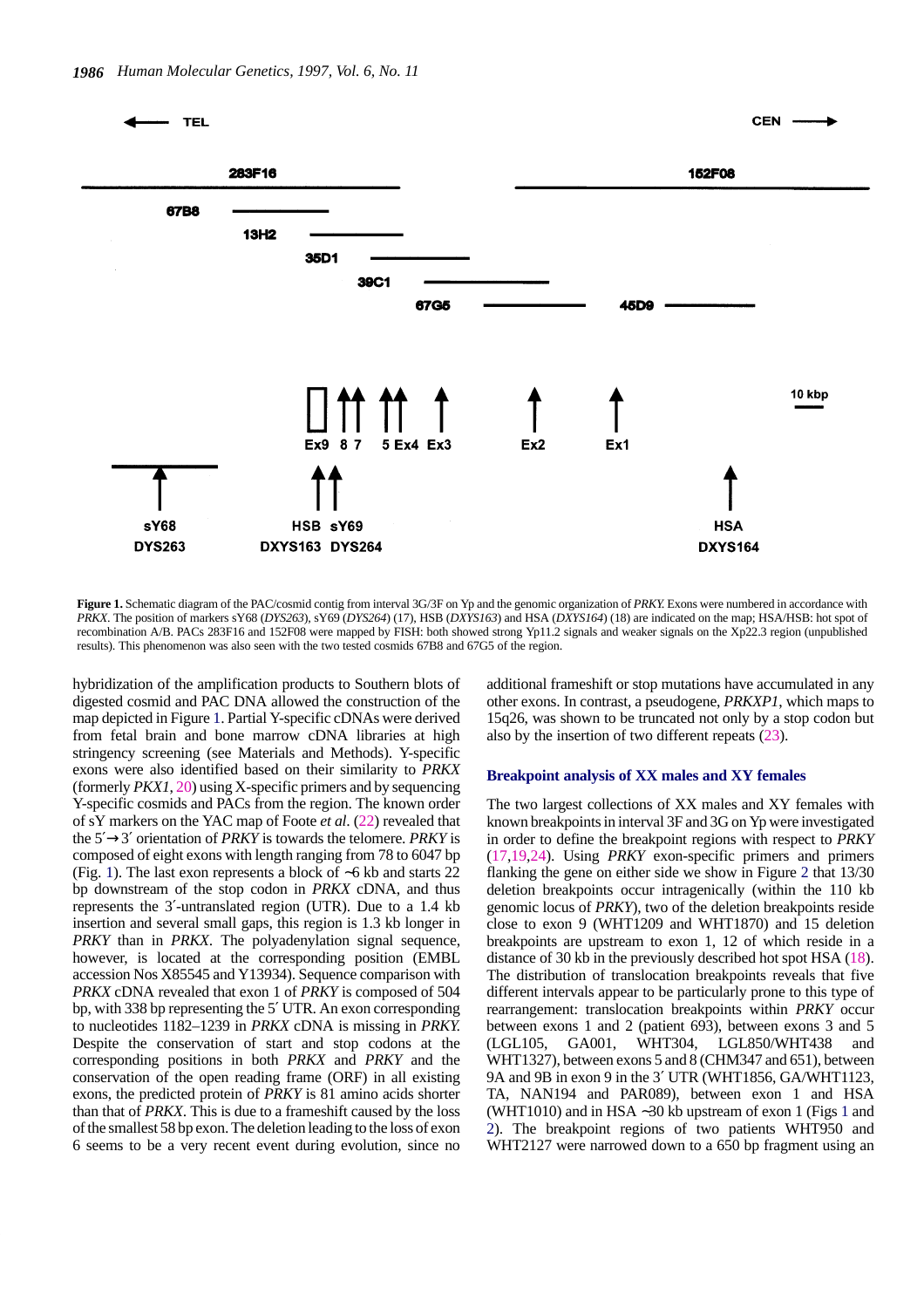**Figure 1.** Schematic diagram of the PAC/cosmid contig from interval 3G/3F on Yp and the genomic organization of *PRKY.* Exons were numbered in accordance with *PRKX*. The position of markers sY68 (*DYS263*), sY69 (*DYS264*) (17), HSB (*DXYS163*) and HSA (*DXYS164*) (18) are indicated on the map; HSA/HSB: hot spot of recombination A/B. PACs 283F16 and 152F08 were mapped by FISH: both showed strong Yp11.2 signals and weaker signals on the Xp22.3 region (unpublished results). This phenomenon was also seen with the two tested cosmids 67B8 and 67G5 of the region.

hybridization of the amplification products to Southern blots of digested cosmid and PAC DNA allowed the construction of the map depicted in Figure 1. Partial Y-specific cDNAs were derived from fetal brain and bone marrow cDNA libraries at high stringency screening (see Materials and Methods). Y-specific exons were also identified based on their similarity to *PRKX* (formerly *PKX1*, 20) using X-specific primers and by sequencing Y-specific cosmids and PACs from the region. The known order of sY markers on the YAC map of Foote *et al*. (22) revealed that the 5′→3′ orientation of *PRKY* is towards the telomere. *PRKY* is composed of eight exons with length ranging from 78 to 6047 bp (Fig. 1). The last exon represents a block of ~6 kb and starts 22 bp downstream of the stop codon in *PRKX* cDNA, and thus represents the 3′-untranslated region (UTR). Due to a 1.4 kb insertion and several small gaps, this region is 1.3 kb longer in *PRKY* than in *PRKX*. The polyadenylation signal sequence, however, is located at the corresponding position (EMBL accession Nos X85545 and Y13934). Sequence comparison with *PRKX* cDNA revealed that exon 1 of *PRKY* is composed of 504 bp, with 338 bp representing the 5′ UTR. An exon corresponding to nucleotides 1182–1239 in *PRKX* cDNA is missing in *PRKY.* Despite the conservation of start and stop codons at the corresponding positions in both *PRKX* and *PRKY* and the conservation of the open reading frame (ORF) in all existing exons, the predicted protein of *PRKY* is 81 amino acids shorter than that of *PRKX*. This is due to a frameshift caused by the loss of the smallest 58 bp exon. The deletion leading to the loss of exon 6 seems to be a very recent event during evolution, since no additional frameshift or stop mutations have accumulated in any other exons. In contrast, a pseudogene, *PRKXP1*, which maps to 15q26, was shown to be truncated not only by a stop codon but also by the insertion of two different repeats (23).

## Breakpoint analysis of XX males and XY females

The two largest collections of XX males and XY females with known breakpoints in interval 3F and 3G on Yp were investigated in order to define the breakpoint regions with respect to *PRKY* (17,19,24). Using *PRKY* exon-specific primers and primers flanking the gene on either side we show in Figure 2 that 13/30 deletion breakpoints occur intragenically (within the 110 kb genomic locus of *PRKY*), two of the deletion breakpoints reside close to exon 9 (WHT1209 and WHT1870) and 15 deletion breakpoints are upstream to exon 1, 12 of which reside in a distance of 30 kb in the previously described hot spot HSA (18). The distribution of translocation breakpoints reveals that five different intervals appear to be particularly prone to this type of rearrangement: translocation breakpoints within *PRKY* occur between exons 1 and 2 (patient 693), between exons 3 and 5 (LGL105, GA001, WHT304, LGL850/WHT438 and WHT1327), between exons 5 and 8 (CHM347 and 651), between 9A and 9B in exon 9 in the 3′ UTR (WHT1856, GA/WHT1123, TA, NAN194 and PAR089), between exon 1 and HSA (WHT1010) and in HSA ~30 kb upstream of exon 1 (Figs 1 and 2). The breakpoint regions of two patients WHT950 and WHT2127 were narrowed down to a 650 bp fragment using an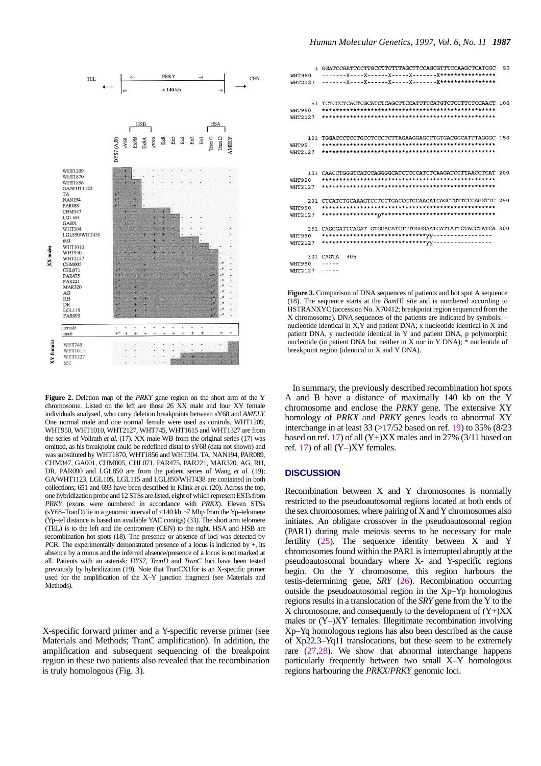**Figure 2.** Deletion map of the *PRKY* gene region on the short arm of the Y chromosome. Listed on the left are those 26 XX male and four XY female individuals analysed, who carry deletion breakpoints between sY68 and *AMELY*. One normal male and one normal female were used as controls. WHT1209, WHT950, WHT1010, WHT2127, WHT745, WHT1615 and WHT1327 are from the series of Vollrath *et al.* (17). XX male WB from the original series (17) was omitted, as his breakpoint could be redefined distal to sY68 (data not shown) and was substituted by WHT1870, WHT1856 and WHT304. TA, NAN194, PAR089, CHM347, GA001, CHM005, CHL071, PAR475, PAR221, MAR320, AG, RH, DR, PAR090 and LGL850 are from the patient series of Wang *et al.* (19); GA/WHT1123, LGL105, LGL115 and LGL850/WHT438 are contained in both collections; 651 and 693 have been described in Klink *et al.* (20). Across the top, one hybridization probe and 12 STSs are listed, eight of which represent ESTs from *PRKY* (exons were numbered in accordance with *PRKX*). Eleven STSs (sY68–TranD) lie in a genomic interval of <140 kb ~7 Mbp from the Yp–telomere (Yp–tel distance is based on available YAC contigs) (33). The short arm telomere (TEL) is to the left and the centromere (CEN) to the right. HSA and HSB are recombination hot spots (18). The presence or absence of loci was detected by PCR. The experimentally demonstrated presence of a locus is indicated by +, its absence by a minus and the inferred absence/presence of a locus is not marked at all. Patients with an asterisk: *DYS7*, *TranD* and *TranC* loci have been tested previously by hybridization (19). Note that TranCX1for is an X-specific primer used for the amplification of the X–Y junction fragment (see Materials and Methods).

X-specific forward primer and a Y-specific reverse primer (see Materials and Methods; TranC amplification). In addition, the amplification and subsequent sequencing of the breakpoint region in these two patients also revealed that the recombination is truly homologous (Fig. 3).

```
        1 GGATCCGATTCCTTGCCTTCTTTAGCTTCCAGCGTTTCCAAGCTCATGGC  50
WHT950    -------X----X------X-----X-------X***************
WHT2127   -------X----X------X-----X-------X***************

       51 TCTCCCTCACTCGCATCTCAGCTTCCATTTTCATGTCTCCTTCTCCAACT 100
WHT950    **************************************************
WHT2127   **************************************************

      101 TGGACCCTCCTGCCTCCCTCTTAGAAGGAGCCTGTGACGGCATTTAGGGC 150
WHT95     **************************************************
WHT2127   **************************************************

      151 CAACCTGGGTCATCCAGGGGCATCTCCCATCTCAAGATCCTTAACCTCAT 200
WHT950    **************************************************
WHT2127   **************************************************

      201 CTCATCTGCAAAGTCCTCCTGACCGTGCAAGATCAGCTGTTCCCAGGTTC 250
WHT950    **************************************************
WHT2127   ****************p*********************************

      251 CAGGGATTCAGAT GTGGACATCTTTGGGGAATCATTATTCTACCTATCA 300
WHT950    ******************************yy-----------------
WHT2127   ******************************yy-----------------

      301 CAGTA   305
WHT950    -----
WHT2127   -----
```

**Figure 3.** Comparison of DNA sequences of patients and hot spot A sequence (18). The sequence starts at the *Bam*HI site and is numbered according to HSTRANXYC (accession No. X70412; breakpoint region sequenced from the X chromosome). DNA sequences of the patients are indicated by symbols: – nucleotide identical in X,Y and patient DNA; x nucleotide identical in X and patient DNA, y nucleotide identical in Y and patient DNA, p polymorphic nucleotide (in patient DNA but neither in X nor in Y DNA); * nucleotide of breakpoint region (identical in X and Y DNA).

In summary, the previously described recombination hot spots A and B have a distance of maximally 140 kb on the Y chromosome and enclose the *PRKY* gene. The extensive XY homology of *PRKX* and *PRKY* genes leads to abnormal XY interchange in at least 33 (>17/52 based on ref. 19) to 35% (8/23 based on ref. 17) of all (Y+)XX males and in 27% (3/11 based on ref. 17) of all (Y–)XY females.

## DISCUSSION

Recombination between X and Y chromosomes is normally restricted to the pseudoautosomal regions located at both ends of the sex chromosomes, where pairing of X and Y chromosomes also initiates. An obligate crossover in the pseudoautosomal region (PAR1) during male meiosis seems to be necessary for male fertility (25). The sequence identity between X and Y chromosomes found within the PAR1 is interrupted abruptly at the pseudoautosomal boundary where X- and Y-specific regions begin. On the Y chromosome, this region harbours the testis-determining gene, *SRY* (26). Recombination occurring outside the pseudoautosomal region in the Xp–Yp homologous regions results in a translocation of the *SRY* gene from the Y to the X chromosome, and consequently to the development of (Y+)XX males or (Y–)XY females. Illegitimate recombination involving Xp–Yq homologous regions has also been described as the cause of Xp22.3–Yq11 translocations, but these seem to be extremely rare (27,28). We show that abnormal interchange happens particularly frequently between two small X–Y homologous regions harbouring the *PRKX*/*PRKY* genomic loci.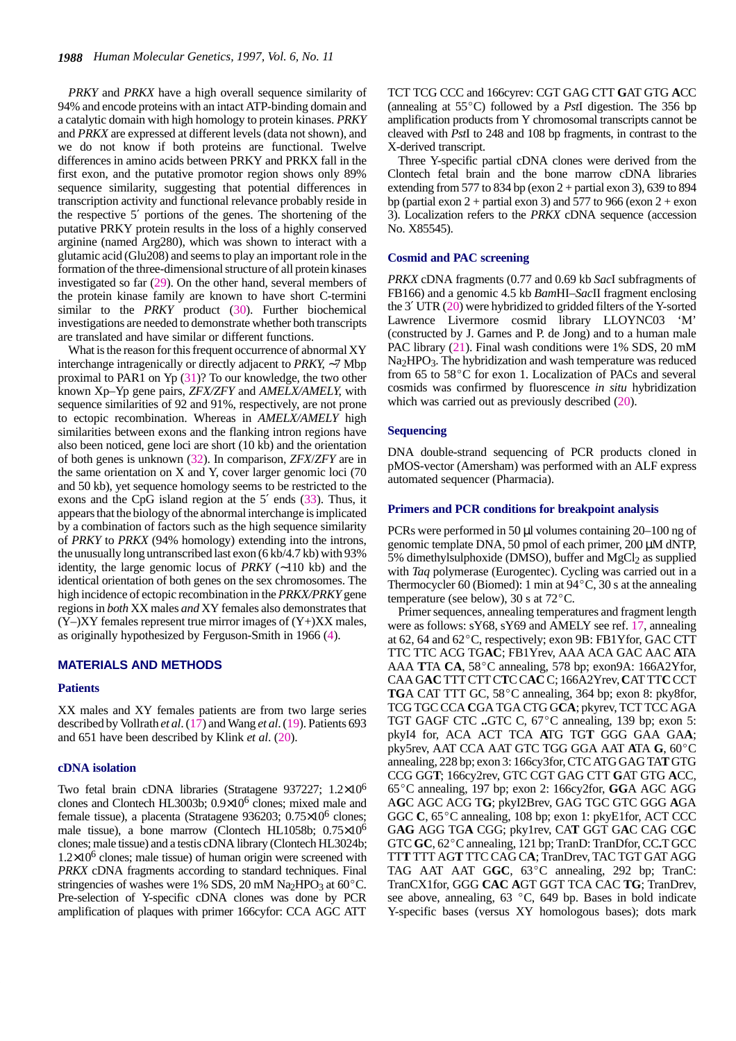*PRKY* and *PRKX* have a high overall sequence similarity of 94% and encode proteins with an intact ATP-binding domain and a catalytic domain with high homology to protein kinases. *PRKY* and *PRKX* are expressed at different levels (data not shown), and we do not know if both proteins are functional. Twelve differences in amino acids between PRKY and PRKX fall in the first exon, and the putative promotor region shows only 89% sequence similarity, suggesting that potential differences in transcription activity and functional relevance probably reside in the respective 5′ portions of the genes. The shortening of the putative PRKY protein results in the loss of a highly conserved arginine (named Arg280), which was shown to interact with a glutamic acid (Glu208) and seems to play an important role in the formation of the three-dimensional structure of all protein kinases investigated so far (29). On the other hand, several members of the protein kinase family are known to have short C-termini similar to the *PRKY* product (30). Further biochemical investigations are needed to demonstrate whether both transcripts are translated and have similar or different functions.

What is the reason for this frequent occurrence of abnormal XY interchange intragenically or directly adjacent to *PRKY*, ~7 Mbp proximal to PAR1 on Yp (31)? To our knowledge, the two other known Xp–Yp gene pairs, *ZFX/ZFY* and *AMELX/AMELY*, with sequence similarities of 92 and 91%, respectively, are not prone to ectopic recombination. Whereas in *AMELX/AMELY* high similarities between exons and the flanking intron regions have also been noticed, gene loci are short (10 kb) and the orientation of both genes is unknown (32). In comparison, *ZFX/ZFY* are in the same orientation on X and Y, cover larger genomic loci (70 and 50 kb), yet sequence homology seems to be restricted to the exons and the CpG island region at the 5′ ends (33). Thus, it appears that the biology of the abnormal interchange is implicated by a combination of factors such as the high sequence similarity of *PRKY* to *PRKX* (94% homology) extending into the introns, the unusually long untranscribed last exon (6 kb/4.7 kb) with 93% identity, the large genomic locus of *PRKY* (~110 kb) and the identical orientation of both genes on the sex chromosomes. The high incidence of ectopic recombination in the *PRKX/PRKY* gene regions in *both* XX males *and* XY females also demonstrates that (Y–)XY females represent true mirror images of (Y+)XX males, as originally hypothesized by Ferguson-Smith in 1966 (4).

## MATERIALS AND METHODS

### Patients

XX males and XY females patients are from two large series described by Vollrath *et al*. (17) and Wang *et al*. (19). Patients 693 and 651 have been described by Klink *et al*. (20).

### cDNA isolation

Two fetal brain cDNA libraries (Stratagene 937227; $1.2\times10^6$ clones and Clontech HL3003b; $0.9\times10^6$ clones; mixed male and female tissue), a placenta (Stratagene 936203; $0.75\times10^6$ clones; male tissue), a bone marrow (Clontech HL1058b; $0.75\times10^6$ clones; male tissue) and a testis cDNA library (Clontech HL3024b; $1.2\times10^6$ clones; male tissue) of human origin were screened with *PRKX* cDNA fragments according to standard techniques. Final stringencies of washes were 1% SDS, 20 mM $Na_2HPO_3$ at 60°C. Pre-selection of Y-specific cDNA clones was done by PCR amplification of plaques with primer 166cyfor: CCA AGC ATT TCT TCG CCC and 166cyrev: CGT GAG CTT **G**AT GTG **A**CC (annealing at 55°C) followed by a *Pst*I digestion. The 356 bp amplification products from Y chromosomal transcripts cannot be cleaved with *Pst*I to 248 and 108 bp fragments, in contrast to the X-derived transcript.

Three Y-specific partial cDNA clones were derived from the Clontech fetal brain and the bone marrow cDNA libraries extending from 577 to 834 bp (exon 2 + partial exon 3), 639 to 894 bp (partial exon 2 + partial exon 3) and 577 to 966 (exon 2 + exon 3). Localization refers to the *PRKX* cDNA sequence (accession No. X85545).

### Cosmid and PAC screening

*PRKX* cDNA fragments (0.77 and 0.69 kb *Sac*I subfragments of FB166) and a genomic 4.5 kb *Bam*HI–*Sac*II fragment enclosing the 3′ UTR (20) were hybridized to gridded filters of the Y-sorted Lawrence Livermore cosmid library LLOYNC03 'M' (constructed by J. Garnes and P. de Jong) and to a human male PAC library (21). Final wash conditions were 1% SDS, 20 mM $Na_2HPO_3$. The hybridization and wash temperature was reduced from 65 to 58°C for exon 1. Localization of PACs and several cosmids was confirmed by fluorescence *in situ* hybridization which was carried out as previously described (20).

### Sequencing

DNA double-strand sequencing of PCR products cloned in pMOS-vector (Amersham) was performed with an ALF express automated sequencer (Pharmacia).

### Primers and PCR conditions for breakpoint analysis

PCRs were performed in 50 µl volumes containing 20–100 ng of genomic template DNA, 50 pmol of each primer, 200 µM dNTP, 5% dimethylsulphoxide (DMSO), buffer and $MgCl_2$ as supplied with *Taq* polymerase (Eurogentec). Cycling was carried out in a Thermocycler 60 (Biomed): 1 min at 94°C, 30 s at the annealing temperature (see below), 30 s at 72°C.

Primer sequences, annealing temperatures and fragment length were as follows: sY68, sY69 and AMELY see ref. 17, annealing at 62, 64 and 62°C, respectively; exon 9B: FB1Yfor, GAC CTT TTC TTC ACG TG**AC**; FB1Yrev, AAA ACA GAC AAC **A**TA AAA **T**TA **CA**, 58°C annealing, 578 bp; exon9A: 166A2Yfor, CAA G**A**C TTT CTT C**T**C C**AC** C; 166A2Yrev, **C**AT TT**C** CCT **TG**A CAT TTT GC, 58°C annealing, 364 bp; exon 8: pky8for, TCG TGC CCA **C**GA TGA CTG G**CA**; pkyrev, TCT TCC AGA TGT GAGF CTC **..**GTC C, 67°C annealing, 139 bp; exon 5: pkyI4 for, ACA ACT TCA **A**TG TG**T** GGG GAA GA**A**; pky5rev, AAT CCA AAT GTC TGG GGA AAT **A**TA **G**, 60°C annealing, 228 bp; exon 3: 166cy3for, CTC ATG GAG TA**T** GTG CCG GG**T**; 166cy2rev, GTC CGT GAG CTT **G**AT GTG **A**CC, 65°C annealing, 197 bp; exon 2: 166cy2for, **GG**A AGC AGG A**G**C AGC ACG T**G**; pkyI2Brev, GAG TGC GTC GGG **A**GA GGC **C**, 65°C annealing, 108 bp; exon 1: pkyE1for, ACT CCC G**AG** AGG TG**A** CGG; pky1rev, CA**T** GGT G**A**C CAG CG**C** GTC **GC**, 62°C annealing, 121 bp; TranD: TranDfor, CC**.**T GCC TT**T** TTT AG**T** TTC CAG C**A**; TranDrev, TAC TGT GAT AGG TAG AAT AAT G**GC**, 63°C annealing, 292 bp; TranC: TranCX1for, GGG **CAC A**GT GGT TCA CAC **TG**; TranDrev, see above, annealing, 63 °C, 649 bp. Bases in bold indicate Y-specific bases (versus XY homologous bases); dots mark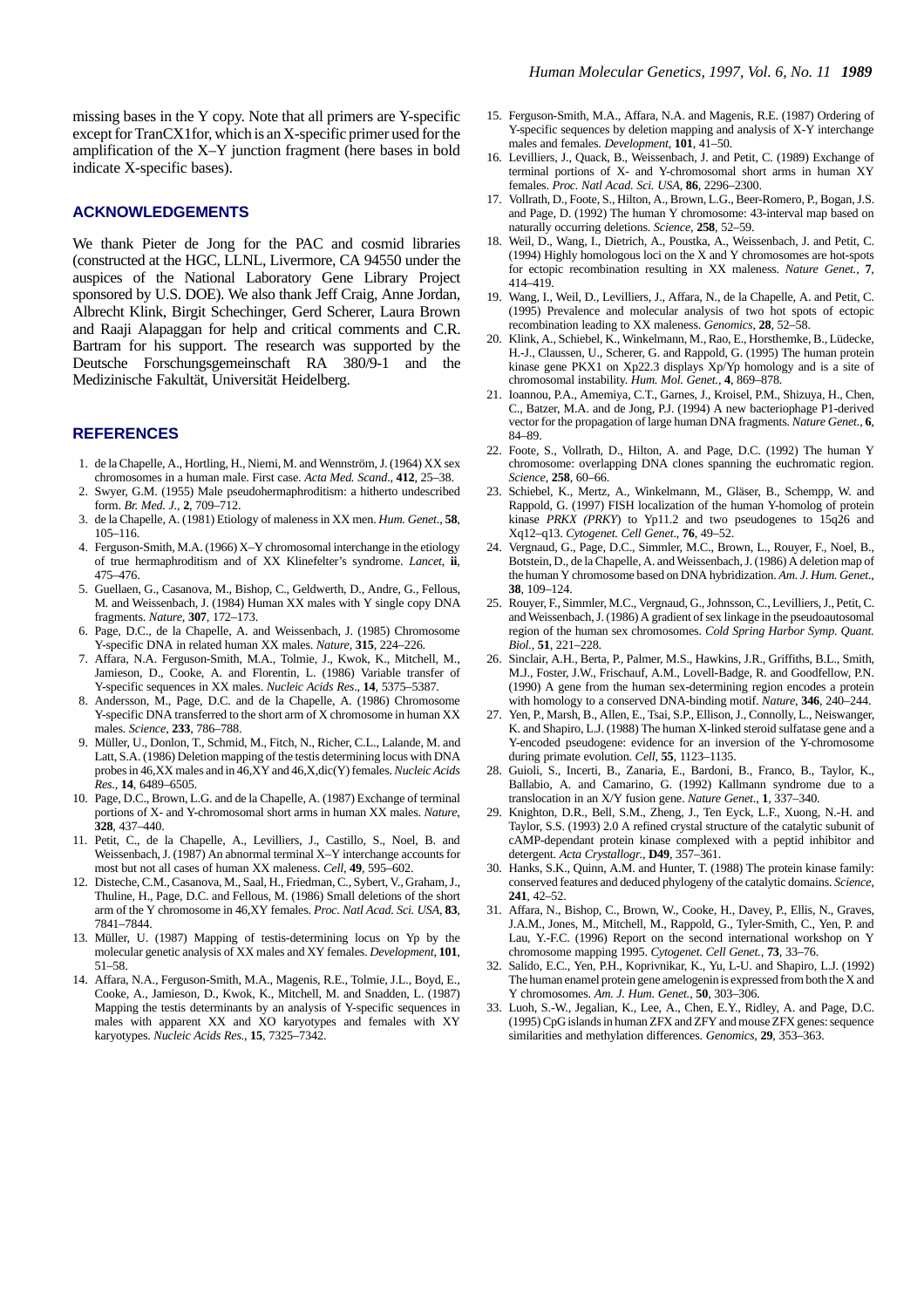missing bases in the Y copy. Note that all primers are Y-specific except for TranCX1for, which is an X-specific primer used for the amplification of the X–Y junction fragment (here bases in bold indicate X-specific bases).

## ACKNOWLEDGEMENTS

We thank Pieter de Jong for the PAC and cosmid libraries (constructed at the HGC, LLNL, Livermore, CA 94550 under the auspices of the National Laboratory Gene Library Project sponsored by U.S. DOE). We also thank Jeff Craig, Anne Jordan, Albrecht Klink, Birgit Schechinger, Gerd Scherer, Laura Brown and Raaji Alapaggan for help and critical comments and C.R. Bartram for his support. The research was supported by the Deutsche Forschungsgemeinschaft RA 380/9-1 and the Medizinische Fakultät, Universität Heidelberg.

## REFERENCES

1. de la Chapelle, A., Hortling, H., Niemi, M. and Wennström, J. (1964) XX sex chromosomes in a human male. First case. *Acta Med. Scand*., **412**, 25–38.
2. Swyer, G.M. (1955) Male pseudohermaphroditism: a hitherto undescribed form. *Br. Med. J.*, **2**, 709–712.
3. de la Chapelle, A. (1981) Etiology of maleness in XX men. *Hum. Genet.*, **58**, 105–116.
4. Ferguson-Smith, M.A. (1966) X–Y chromosomal interchange in the etiology of true hermaphroditism and of XX Klinefelter's syndrome. *Lancet*, **ii**, 475–476.
5. Guellaen, G., Casanova, M., Bishop, C., Geldwerth, D., Andre, G., Fellous, M. and Weissenbach, J. (1984) Human XX males with Y single copy DNA fragments. *Nature*, **307**, 172–173.
6. Page, D.C., de la Chapelle, A. and Weissenbach, J. (1985) Chromosome Y-specific DNA in related human XX males. *Nature*, **315**, 224–226.
7. Affara, N.A. Ferguson-Smith, M.A., Tolmie, J., Kwok, K., Mitchell, M., Jamieson, D., Cooke, A. and Florentin, L. (1986) Variable transfer of Y-specific sequences in XX males. *Nucleic Acids Res*., **14**, 5375–5387.
8. Andersson, M., Page, D.C. and de la Chapelle, A. (1986) Chromosome Y-specific DNA transferred to the short arm of X chromosome in human XX males. *Science*, **233**, 786–788.
9. Müller, U., Donlon, T., Schmid, M., Fitch, N., Richer, C.L., Lalande, M. and Latt, S.A. (1986) Deletion mapping of the testis determining locus with DNA probes in 46,XX males and in 46,XY and 46,X,dic(Y) females. *Nucleic Acids Res.*, **14**, 6489–6505.
10. Page, D.C., Brown, L.G. and de la Chapelle, A. (1987) Exchange of terminal portions of X- and Y-chromosomal short arms in human XX males. *Nature*, **328**, 437–440.
11. Petit, C., de la Chapelle, A., Levilliers, J., Castillo, S., Noel, B. and Weissenbach, J. (1987) An abnormal terminal X–Y interchange accounts for most but not all cases of human XX maleness. *Cell*, **49**, 595–602.
12. Disteche, C.M., Casanova, M., Saal, H., Friedman, C., Sybert, V., Graham, J., Thuline, H., Page, D.C. and Fellous, M. (1986) Small deletions of the short arm of the Y chromosome in 46,XY females. *Proc. Natl Acad. Sci. USA*, **83**, 7841–7844.
13. Müller. U. (1987) Mapping of testis-determining locus on Yp by the molecular genetic analysis of XX males and XY females. *Development*, **101**, 51–58.
14. Affara, N.A., Ferguson-Smith, M.A., Magenis, R.E., Tolmie, J.L., Boyd, E., Cooke, A., Jamieson, D., Kwok, K., Mitchell, M. and Snadden, L. (1987) Mapping the testis determinants by an analysis of Y-specific sequences in males with apparent XX and XO karyotypes and females with XY karyotypes. *Nucleic Acids Res.*, **15**, 7325–7342.
15. Ferguson-Smith, M.A., Affara, N.A. and Magenis, R.E. (1987) Ordering of Y-specific sequences by deletion mapping and analysis of X-Y interchange males and females. *Development*, **101**, 41–50.
16. Levilliers, J., Quack, B., Weissenbach, J. and Petit, C. (1989) Exchange of terminal portions of X- and Y-chromosomal short arms in human XY females. *Proc. Natl Acad. Sci. USA*, **86**, 2296–2300.
17. Vollrath, D., Foote, S., Hilton, A., Brown, L.G., Beer-Romero, P., Bogan, J.S. and Page, D. (1992) The human Y chromosome: 43-interval map based on naturally occurring deletions. *Science*, **258**, 52–59.
18. Weil, D., Wang, I., Dietrich, A., Poustka, A., Weissenbach, J. and Petit, C. (1994) Highly homologous loci on the X and Y chromosomes are hot-spots for ectopic recombination resulting in XX maleness. *Nature Genet.*, **7**, 414–419.
19. Wang, I., Weil, D., Levilliers, J., Affara, N., de la Chapelle, A. and Petit, C. (1995) Prevalence and molecular analysis of two hot spots of ectopic recombination leading to XX maleness. *Genomics*, **28**, 52–58.
20. Klink, A., Schiebel, K., Winkelmann, M., Rao, E., Horsthemke, B., Lüdecke, H.-J., Claussen, U., Scherer, G. and Rappold, G. (1995) The human protein kinase gene PKX1 on Xp22.3 displays Xp/Yp homology and is a site of chromosomal instability. *Hum. Mol. Genet.*, **4**, 869–878.
21. Ioannou, P.A., Amemiya, C.T., Garnes, J., Kroisel, P.M., Shizuya, H., Chen, C., Batzer, M.A. and de Jong, P.J. (1994) A new bacteriophage P1-derived vector for the propagation of large human DNA fragments. *Nature Genet.*, **6**, 84–89.
22. Foote, S., Vollrath, D., Hilton, A. and Page, D.C. (1992) The human Y chromosome: overlapping DNA clones spanning the euchromatic region. *Science*, **258**, 60–66.
23. Schiebel, K., Mertz, A., Winkelmann, M., Gläser, B., Schempp, W. and Rappold, G. (1997) FISH localization of the human Y-homolog of protein kinase *PRKX (PRKY*) to Yp11.2 and two pseudogenes to 15q26 and Xq12–q13. *Cytogenet. Cell Genet*., **76**, 49–52.
24. Vergnaud, G., Page, D.C., Simmler, M.C., Brown, L., Rouyer, F., Noel, B., Botstein, D., de la Chapelle, A. and Weissenbach, J. (1986) A deletion map of the human Y chromosome based on DNA hybridization. *Am. J. Hum. Genet*., **38**, 109–124.
25. Rouyer, F., Simmler, M.C., Vergnaud, G., Johnsson, C., Levilliers, J., Petit, C. and Weissenbach, J. (1986) A gradient of sex linkage in the pseudoautosomal region of the human sex chromosomes. *Cold Spring Harbor Symp. Quant. Biol.*, **51**, 221–228.
26. Sinclair, A.H., Berta, P., Palmer, M.S., Hawkins, J.R., Griffiths, B.L., Smith, M.J., Foster, J.W., Frischauf, A.M., Lovell-Badge, R. and Goodfellow, P.N. (1990) A gene from the human sex-determining region encodes a protein with homology to a conserved DNA-binding motif. *Nature*, **346**, 240–244.
27. Yen, P., Marsh, B., Allen, E., Tsai, S.P., Ellison, J., Connolly, L., Neiswanger, K. and Shapiro, L.J. (1988) The human X-linked steroid sulfatase gene and a Y-encoded pseudogene: evidence for an inversion of the Y-chromosome during primate evolution. *Cell*, **55**, 1123–1135.
28. Guioli, S., Incerti, B., Zanaria, E., Bardoni, B., Franco, B., Taylor, K., Ballabio, A. and Camarino, G. (1992) Kallmann syndrome due to a translocation in an X/Y fusion gene. *Nature Genet*., **1**, 337–340.
29. Knighton, D.R., Bell, S.M., Zheng, J., Ten Eyck, L.F., Xuong, N.-H. and Taylor, S.S. (1993) 2.0 A refined crystal structure of the catalytic subunit of cAMP-dependant protein kinase complexed with a peptid inhibitor and detergent. *Acta Crystallogr.*, **D49**, 357–361.
30. Hanks, S.K., Quinn, A.M. and Hunter, T. (1988) The protein kinase family: conserved features and deduced phylogeny of the catalytic domains. *Science*, **241**, 42–52.
31. Affara, N., Bishop, C., Brown, W., Cooke, H., Davey, P., Ellis, N., Graves, J.A.M., Jones, M., Mitchell, M., Rappold, G., Tyler-Smith, C., Yen, P. and Lau, Y.-F.C. (1996) Report on the second international workshop on Y chromosome mapping 1995. *Cytogenet. Cell Genet.*, **73**, 33–76.
32. Salido, E.C., Yen, P.H., Koprivnikar, K., Yu, L-U. and Shapiro, L.J. (1992) The human enamel protein gene amelogenin is expressed from both the X and Y chromosomes. *Am. J. Hum. Genet.*, **50**, 303–306.
33. Luoh, S.-W., Jegalian, K., Lee, A., Chen, E.Y., Ridley, A. and Page, D.C. (1995) CpG islands in human ZFX and ZFY and mouse ZFX genes: sequence similarities and methylation differences. *Genomics*, **29**, 353–363.